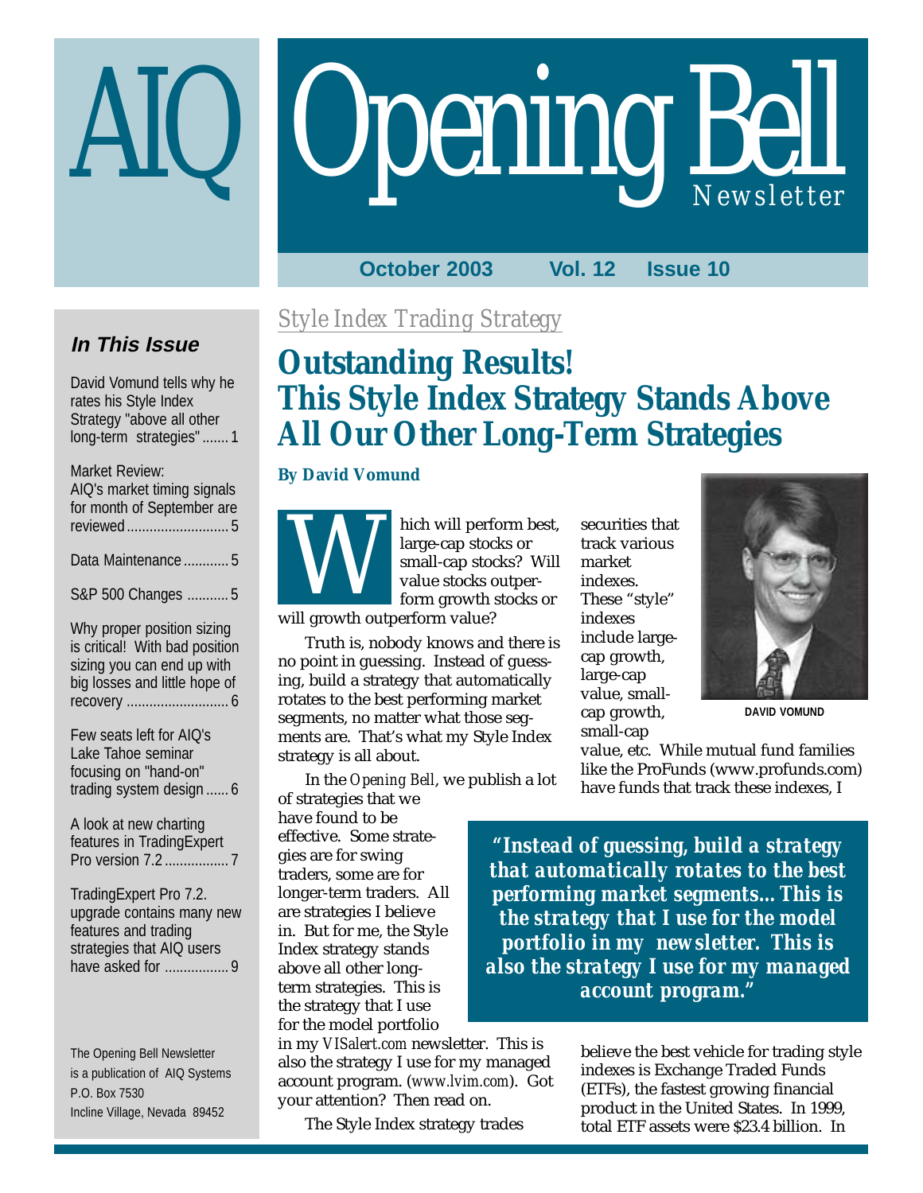# AIQ Opening Bell Newsletter

October 2003 Vol. 12 Issue 10

### In This Issue

David Vomund tells why he rates his Style Index Strategy "above all other long-term strategies" ....... 1

Market Review: AIQ's market timing signals for month of September are reviewed ........................... 5

Data Maintenance ............ 5

S&P 500 Changes ........... 5

Why proper position sizing is critical! With bad position sizing you can end up with big losses and little hope of recovery ........................... 6

Few seats left for AIQ's Lake Tahoe seminar focusing on "hand-on" trading system design ...... 6

A look at new charting features in TradingExpert Pro version 7.2 ................. 7

TradingExpert Pro 7.2. upgrade contains many new features and trading strategies that AIQ users have asked for ................. 9

The Opening Bell Newsletter is a publication of AIQ Systems P.O. Box 7530 Incline Village, Nevada 89452

*Style Index Trading Strategy*

## Outstanding Results! This Style Index Strategy Stands Above All Our Other Long-Term Strategies

**By David Vomund**

Which will perform best, large-cap stocks or small-cap stocks? Will value stocks outperform growth stocks or will growth outperform value?

Truth is, nobody knows and there is no point in guessing. Instead of guessing, build a strategy that automatically rotates to the best performing market segments, no matter what those segments are. That's what my Style Index strategy is all about.

In the *Opening Bell*, we publish a lot of strategies that we have found to be effective. Some strategies are for swing traders, some are for longer-term traders. All are strategies I believe in. But for me, the Style Index strategy stands above all other long-term strategies. This is the strategy that I use for the model portfolio in my *VISalert.com* newsletter. This is also the strategy I use for my managed account program. (*www.lvim.com*). Got your attention? Then read on.

The Style Index strategy trades securities that track various market indexes. These "style" indexes include large-cap growth, large-cap value, small-cap growth, small-cap value, etc. While mutual fund families like the ProFunds (www.profunds.com) have funds that track these indexes, I believe the best vehicle for trading style indexes is Exchange Traded Funds (ETFs), the fastest growing financial product in the United States. In 1999, total ETF assets were $23.4 billion. In

DAVID VOMUND

> ***"Instead of guessing, build a strategy that automatically rotates to the best performing market segments... This is the strategy that I use for the model portfolio in my newsletter. This is also the strategy I use for my managed account program."***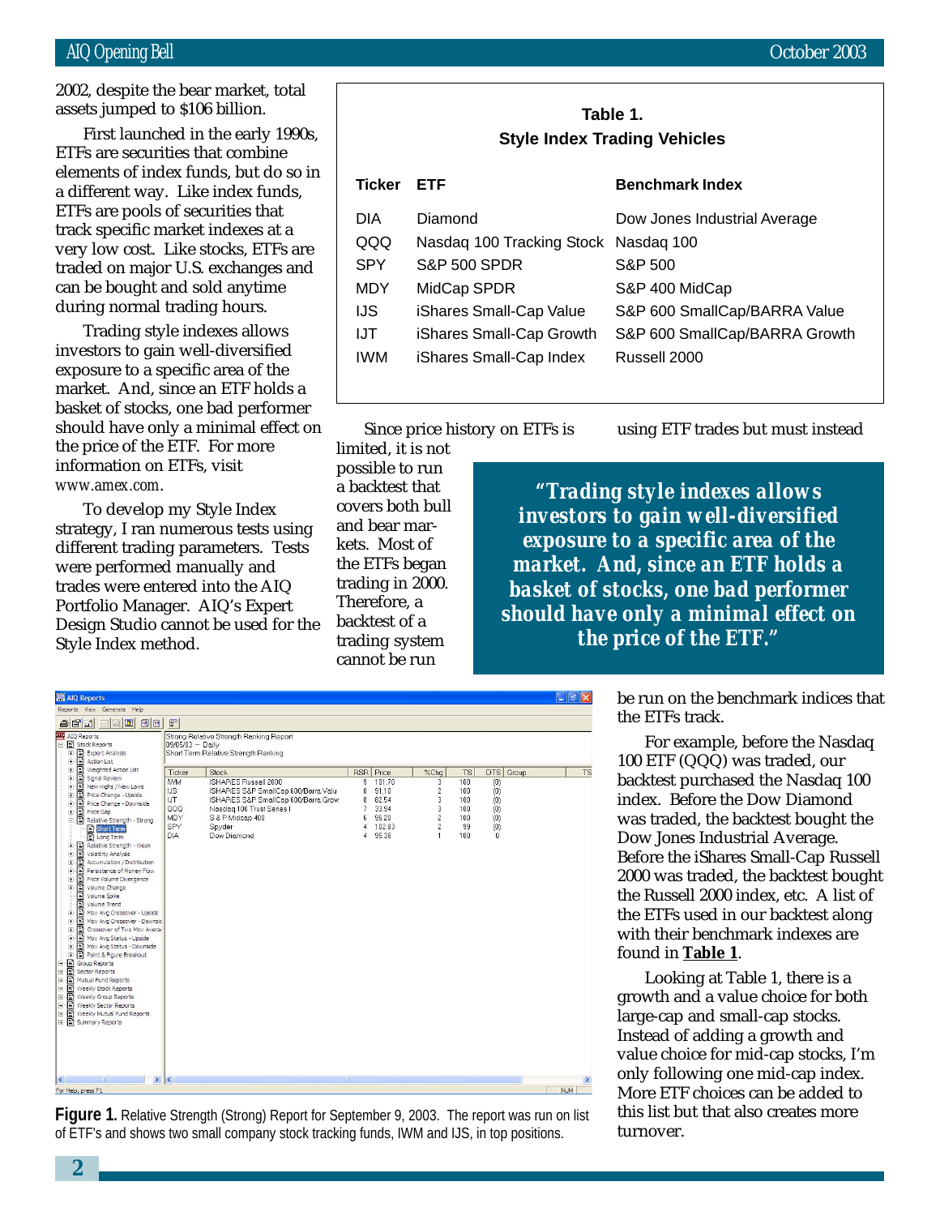2002, despite the bear market, total assets jumped to $106 billion.

First launched in the early 1990s, ETFs are securities that combine elements of index funds, but do so in a different way. Like index funds, ETFs are pools of securities that track specific market indexes at a very low cost. Like stocks, ETFs are traded on major U.S. exchanges and can be bought and sold anytime during normal trading hours.

Trading style indexes allows investors to gain well-diversified exposure to a specific area of the market. And, since an ETF holds a basket of stocks, one bad performer should have only a minimal effect on the price of the ETF. For more information on ETFs, visit www.amex.com.

To develop my Style Index strategy, I ran numerous tests using different trading parameters. Tests were performed manually and trades were entered into the AIQ Portfolio Manager. AIQ's Expert Design Studio cannot be used for the Style Index method.

**Table 1.**
**Style Index Trading Vehicles**

| Ticker | ETF | Benchmark Index |
|---|---|---|
| DIA | Diamond | Dow Jones Industrial Average |
| QQQ | Nasdaq 100 Tracking Stock | Nasdaq 100 |
| SPY | S&P 500 SPDR | S&P 500 |
| MDY | MidCap SPDR | S&P 400 MidCap |
| IJS | iShares Small-Cap Value | S&P 600 SmallCap/BARRA Value |
| IJT | iShares Small-Cap Growth | S&P 600 SmallCap/BARRA Growth |
| IWM | iShares Small-Cap Index | Russell 2000 |

Since price history on ETFs is limited, it is not possible to run a backtest that covers both bull and bear markets. Most of the ETFs began trading in 2000. Therefore, a backtest of a trading system cannot be run using ETF trades but must instead be run on the benchmark indices that the ETFs track.

> ***"Trading style indexes allows investors to gain well-diversified exposure to a specific area of the market. And, since an ETF holds a basket of stocks, one bad performer should have only a minimal effect on the price of the ETF."***

For example, before the Nasdaq 100 ETF (QQQ) was traded, our backtest purchased the Nasdaq 100 index. Before the Dow Diamond was traded, the backtest bought the Dow Jones Industrial Average. Before the iShares Small-Cap Russell 2000 was traded, the backtest bought the Russell 2000 index, etc. A list of the ETFs used in our backtest along with their benchmark indexes are found in **Table 1**.

Looking at Table 1, there is a growth and a value choice for both large-cap and small-cap stocks. Instead of adding a growth and value choice for mid-cap stocks, I'm only following one mid-cap index. More ETF choices can be added to this list but that also creates more turnover.

Strong Relative Strength Ranking Report
09/05/03 — Daily
Short Term Relative Strength Ranking

| Ticker | Stock | RSR | Price | %Chg | TS | DTS |
|---|---|---|---|---|---|---|
| IWM | iSHARES Russell 2000 | 9 | 101.70 | 3 | 100 | (0) |
| IJS | iSHARES S&P SmallCap 600/Barra Valu | 8 | 91.10 | 2 | 100 | (0) |
| IJT | iSHARES S&P SmallCap 600/Barra Grow | 8 | 82.54 | 3 | 100 | (0) |
| QQQ | Nasdaq 100 Trust Series I | 7 | 33.94 | 3 | 100 | (0) |
| MDY | S & P Midcap 400 | 6 | 96.20 | 2 | 100 | (0) |
| SPY | Spyder | 4 | 102.83 | 2 | 99 | (0) |
| DIA | Dow Diamond | 4 | 95.38 | 1 | 100 | 0 |

**Figure 1.** Relative Strength (Strong) Report for September 9, 2003. The report was run on list of ETF's and shows two small company stock tracking funds, IWM and IJS, in top positions.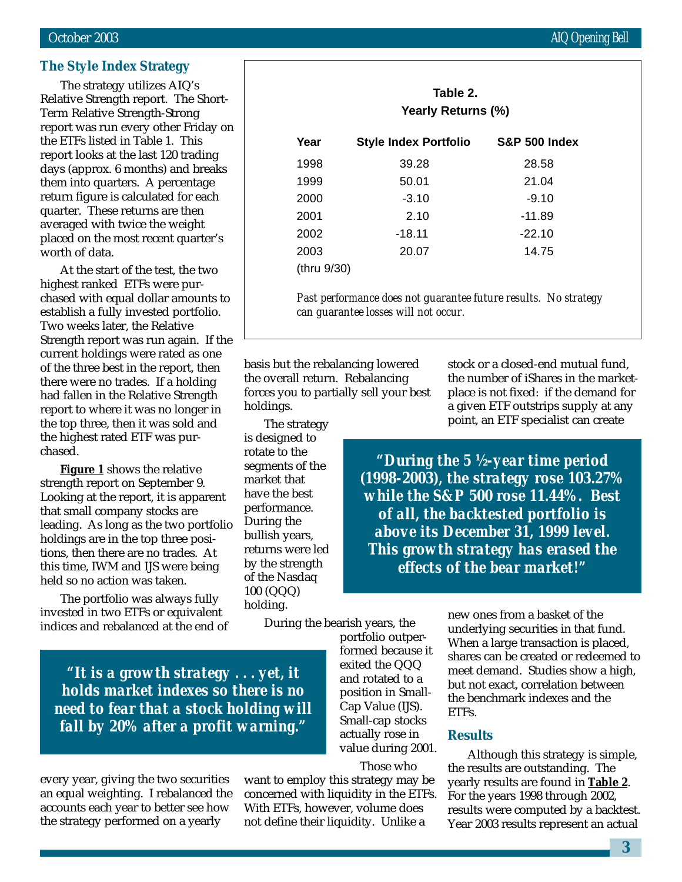## The Style Index Strategy

The strategy utilizes AIQ's Relative Strength report. The Short-Term Relative Strength-Strong report was run every other Friday on the ETFs listed in Table 1. This report looks at the last 120 trading days (approx. 6 months) and breaks them into quarters. A percentage return figure is calculated for each quarter. These returns are then averaged with twice the weight placed on the most recent quarter's worth of data.

At the start of the test, the two highest ranked ETFs were purchased with equal dollar amounts to establish a fully invested portfolio. Two weeks later, the Relative Strength report was run again. If the current holdings were rated as one of the three best in the report, then there were no trades. If a holding had fallen in the Relative Strength report to where it was no longer in the top three, then it was sold and the highest rated ETF was purchased.

**Figure 1** shows the relative strength report on September 9. Looking at the report, it is apparent that small company stocks are leading. As long as the two portfolio holdings are in the top three positions, then there are no trades. At this time, IWM and IJS were being held so no action was taken.

The portfolio was always fully invested in two ETFs or equivalent indices and rebalanced at the end of every year, giving the two securities an equal weighting. I rebalanced the accounts each year to better see how the strategy performed on a yearly basis but the rebalancing lowered the overall return. Rebalancing forces you to partially sell your best holdings.

**Table 2. Yearly Returns (%)**

| Year | Style Index Portfolio | S&P 500 Index |
|---|---|---|
| 1998 | 39.28 | 28.58 |
| 1999 | 50.01 | 21.04 |
| 2000 | -3.10 | -9.10 |
| 2001 | 2.10 | -11.89 |
| 2002 | -18.11 | -22.10 |
| 2003 (thru 9/30) | 20.07 | 14.75 |

*Past performance does not guarantee future results. No strategy can guarantee losses will not occur.*

The strategy is designed to rotate to the segments of the market that have the best performance. During the bullish years, returns were led by the strength of the Nasdaq 100 (QQQ) holding.

During the bearish years, the portfolio outperformed because it exited the QQQ and rotated to a position in Small-Cap Value (IJS). Small-cap stocks actually rose in value during 2001.

> ***"It is a growth strategy . . . yet, it holds market indexes so there is no need to fear that a stock holding will fall by 20% after a profit warning."***

Those who want to employ this strategy may be concerned with liquidity in the ETFs. With ETFs, however, volume does not define their liquidity. Unlike a stock or a closed-end mutual fund, the number of iShares in the marketplace is not fixed: if the demand for a given ETF outstrips supply at any point, an ETF specialist can create new ones from a basket of the underlying securities in that fund. When a large transaction is placed, shares can be created or redeemed to meet demand. Studies show a high, but not exact, correlation between the benchmark indexes and the ETFs.

> ***"During the 5 ½-year time period (1998-2003), the strategy rose 103.27% while the S&P 500 rose 11.44%. Best of all, the backtested portfolio is above its December 31, 1999 level. This growth strategy has erased the effects of the bear market!"***

### Results

Although this strategy is simple, the results are outstanding. The yearly results are found in **Table 2**. For the years 1998 through 2002, results were computed by a backtest. Year 2003 results represent an actual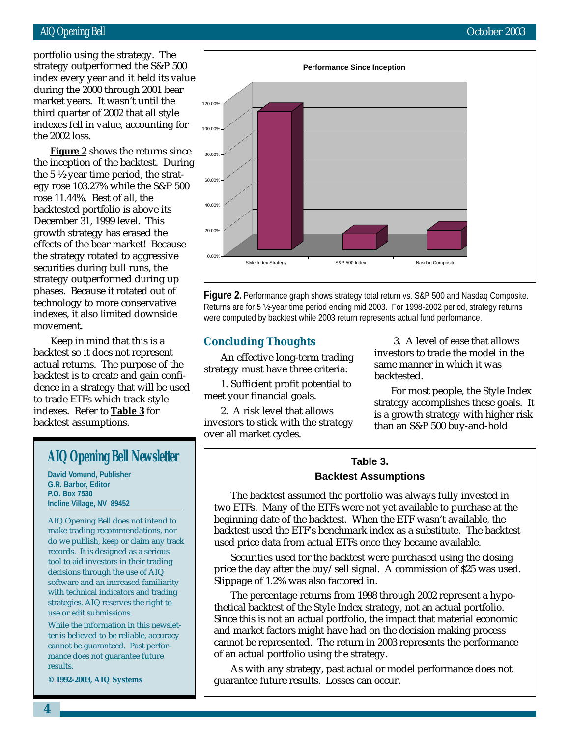portfolio using the strategy. The strategy outperformed the S&P 500 index every year and it held its value during the 2000 through 2001 bear market years. It wasn't until the third quarter of 2002 that all style indexes fell in value, accounting for the 2002 loss.

**Figure 2** shows the returns since the inception of the backtest. During the 5 ½-year time period, the strategy rose 103.27% while the S&P 500 rose 11.44%. Best of all, the backtested portfolio is above its December 31, 1999 level. This growth strategy has erased the effects of the bear market! Because the strategy rotated to aggressive securities during bull runs, the strategy outperformed during up phases. Because it rotated out of technology to more conservative indexes, it also limited downside movement.

Keep in mind that this is a backtest so it does not represent actual returns. The purpose of the backtest is to create and gain confidence in a strategy that will be used to trade ETFs which track style indexes. Refer to **Table 3** for backtest assumptions.

**Performance Since Inception**

(Bar chart: Style Index Strategy, S&P 500 Index, Nasdaq Composite; axis 0.00% to 120.00%)

**Figure 2.** Performance graph shows strategy total return vs. S&P 500 and Nasdaq Composite. Returns are for 5 ½-year time period ending mid 2003. For 1998-2002 period, strategy returns were computed by backtest while 2003 return represents actual fund performance.

## Concluding Thoughts

An effective long-term trading strategy must have three criteria:

1. Sufficient profit potential to meet your financial goals.

2. A risk level that allows investors to stick with the strategy over all market cycles.

3. A level of ease that allows investors to trade the model in the same manner in which it was backtested.

For most people, the Style Index strategy accomplishes these goals. It is a growth strategy with higher risk than an S&P 500 buy-and-hold

### Table 3.
### Backtest Assumptions

The backtest assumed the portfolio was always fully invested in two ETFs. Many of the ETFs were not yet available to purchase at the beginning date of the backtest. When the ETF wasn't available, the backtest used the ETF's benchmark index as a substitute. The backtest used price data from actual ETFs once they became available.

Securities used for the backtest were purchased using the closing price the day after the buy/sell signal. A commission of $25 was used. Slippage of 1.2% was also factored in.

The percentage returns from 1998 through 2002 represent a hypothetical backtest of the Style Index strategy, not an actual portfolio. Since this is not an actual portfolio, the impact that material economic and market factors might have had on the decision making process cannot be represented. The return in 2003 represents the performance of an actual portfolio using the strategy.

As with any strategy, past actual or model performance does not guarantee future results. Losses can occur.

## AIQ Opening Bell Newsletter

**David Vomund, Publisher**
**G.R. Barbor, Editor**
**P.O. Box 7530**
**Incline Village, NV 89452**

AIQ Opening Bell does not intend to make trading recommendations, nor do we publish, keep or claim any track records. It is designed as a serious tool to aid investors in their trading decisions through the use of AIQ software and an increased familiarity with technical indicators and trading strategies. AIQ reserves the right to use or edit submissions.

While the information in this newsletter is believed to be reliable, accuracy cannot be guaranteed. Past performance does not guarantee future results.

**© 1992-2003, AIQ Systems**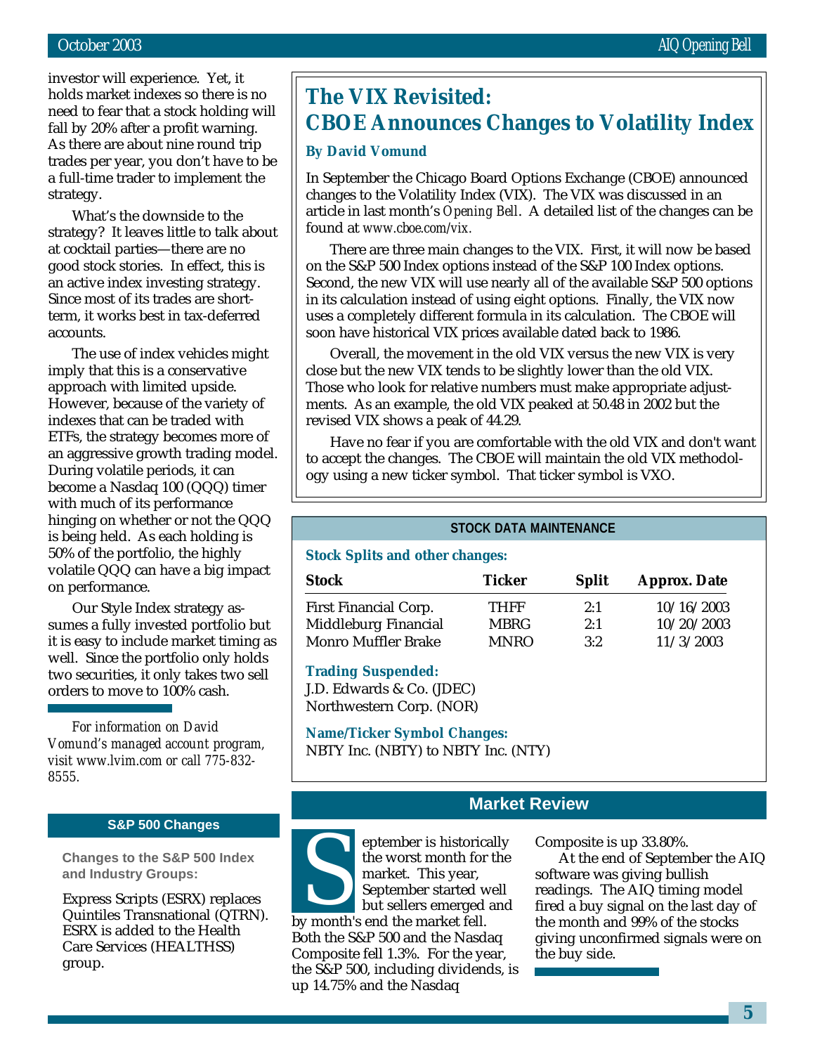investor will experience. Yet, it holds market indexes so there is no need to fear that a stock holding will fall by 20% after a profit warning. As there are about nine round trip trades per year, you don't have to be a full-time trader to implement the strategy.

What's the downside to the strategy? It leaves little to talk about at cocktail parties—there are no good stock stories. In effect, this is an active index investing strategy. Since most of its trades are short-term, it works best in tax-deferred accounts.

The use of index vehicles might imply that this is a conservative approach with limited upside. However, because of the variety of indexes that can be traded with ETFs, the strategy becomes more of an aggressive growth trading model. During volatile periods, it can become a Nasdaq 100 (QQQ) timer with much of its performance hinging on whether or not the QQQ is being held. As each holding is 50% of the portfolio, the highly volatile QQQ can have a big impact on performance.

Our Style Index strategy assumes a fully invested portfolio but it is easy to include market timing as well. Since the portfolio only holds two securities, it only takes two sell orders to move to 100% cash.

*For information on David Vomund's managed account program, visit www.lvim.com or call 775-832-8555.*

## S&P 500 Changes

**Changes to the S&P 500 Index and Industry Groups:**

Express Scripts (ESRX) replaces Quintiles Transnational (QTRN). ESRX is added to the Health Care Services (HEALTHSS) group.

# The VIX Revisited: CBOE Announces Changes to Volatility Index

**By David Vomund**

In September the Chicago Board Options Exchange (CBOE) announced changes to the Volatility Index (VIX). The VIX was discussed in an article in last month's *Opening Bell*. A detailed list of the changes can be found at *www.cboe.com/vix.*

There are three main changes to the VIX. First, it will now be based on the S&P 500 Index options instead of the S&P 100 Index options. Second, the new VIX will use nearly all of the available S&P 500 options in its calculation instead of using eight options. Finally, the VIX now uses a completely different formula in its calculation. The CBOE will soon have historical VIX prices available dated back to 1986.

Overall, the movement in the old VIX versus the new VIX is very close but the new VIX tends to be slightly lower than the old VIX. Those who look for relative numbers must make appropriate adjustments. As an example, the old VIX peaked at 50.48 in 2002 but the revised VIX shows a peak of 44.29.

Have no fear if you are comfortable with the old VIX and don't want to accept the changes. The CBOE will maintain the old VIX methodology using a new ticker symbol. That ticker symbol is VXO.

## STOCK DATA MAINTENANCE

**Stock Splits and other changes:**

| Stock | Ticker | Split | Approx. Date |
|---|---|---|---|
| First Financial Corp. | THFF | 2:1 | 10/16/2003 |
| Middleburg Financial | MBRG | 2:1 | 10/20/2003 |
| Monro Muffler Brake | MNRO | 3:2 | 11/3/2003 |

**Trading Suspended:**

J.D. Edwards & Co. (JDEC)
Northwestern Corp. (NOR)

**Name/Ticker Symbol Changes:**

NBTY Inc. (NBTY) to NBTY Inc. (NTY)

## Market Review

September is historically the worst month for the market. This year, September started well but sellers emerged and by month's end the market fell. Both the S&P 500 and the Nasdaq Composite fell 1.3%. For the year, the S&P 500, including dividends, is up 14.75% and the Nasdaq Composite is up 33.80%.

At the end of September the AIQ software was giving bullish readings. The AIQ timing model fired a buy signal on the last day of the month and 99% of the stocks giving unconfirmed signals were on the buy side.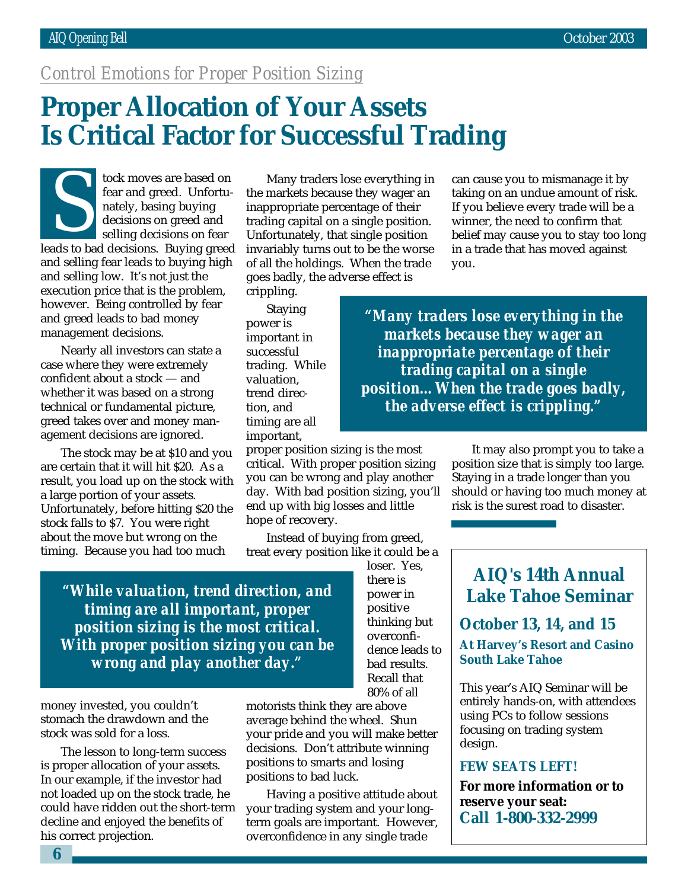*Control Emotions for Proper Position Sizing*

# Proper Allocation of Your Assets Is Critical Factor for Successful Trading

Stock moves are based on fear and greed. Unfortunately, basing buying decisions on greed and selling decisions on fear leads to bad decisions. Buying greed and selling fear leads to buying high and selling low. It's not just the execution price that is the problem, however. Being controlled by fear and greed leads to bad money management decisions.

Nearly all investors can state a case where they were extremely confident about a stock — and whether it was based on a strong technical or fundamental picture, greed takes over and money management decisions are ignored.

The stock may be at $10 and you are certain that it will hit $20. As a result, you load up on the stock with a large portion of your assets. Unfortunately, before hitting $20 the stock falls to $7. You were right about the move but wrong on the timing. Because you had too much money invested, you couldn't stomach the drawdown and the stock was sold for a loss.

The lesson to long-term success is proper allocation of your assets. In our example, if the investor had not loaded up on the stock trade, he could have ridden out the short-term decline and enjoyed the benefits of his correct projection.

Many traders lose everything in the markets because they wager an inappropriate percentage of their trading capital on a single position. Unfortunately, that single position invariably turns out to be the worse of all the holdings. When the trade goes badly, the adverse effect is crippling.

> ***"Many traders lose everything in the markets because they wager an inappropriate percentage of their trading capital on a single position... When the trade goes badly, the adverse effect is crippling."***

Staying power is important in successful trading. While valuation, trend direction, and timing are all important, proper position sizing is the most critical. With proper position sizing you can be wrong and play another day. With bad position sizing, you'll end up with big losses and little hope of recovery.

> ***"While valuation, trend direction, and timing are all important, proper position sizing is the most critical. With proper position sizing you can be wrong and play another day."***

Instead of buying from greed, treat every position like it could be a loser. Yes, there is power in positive thinking but overconfidence leads to bad results. Recall that 80% of all motorists think they are above average behind the wheel. Shun your pride and you will make better decisions. Don't attribute winning positions to smarts and losing positions to bad luck.

Having a positive attitude about your trading system and your long-term goals are important. However, overconfidence in any single trade can cause you to mismanage it by taking on an undue amount of risk. If you believe every trade will be a winner, the need to confirm that belief may cause you to stay too long in a trade that has moved against you.

It may also prompt you to take a position size that is simply too large. Staying in a trade longer than you should or having too much money at risk is the surest road to disaster.

---

## AIQ's 14th Annual Lake Tahoe Seminar

### October 13, 14, and 15

**At Harvey's Resort and Casino South Lake Tahoe**

This year's AIQ Seminar will be entirely hands-on, with attendees using PCs to follow sessions focusing on trading system design.

**FEW SEATS LEFT!**

**For more information or to reserve your seat:**
**Call 1-800-332-2999**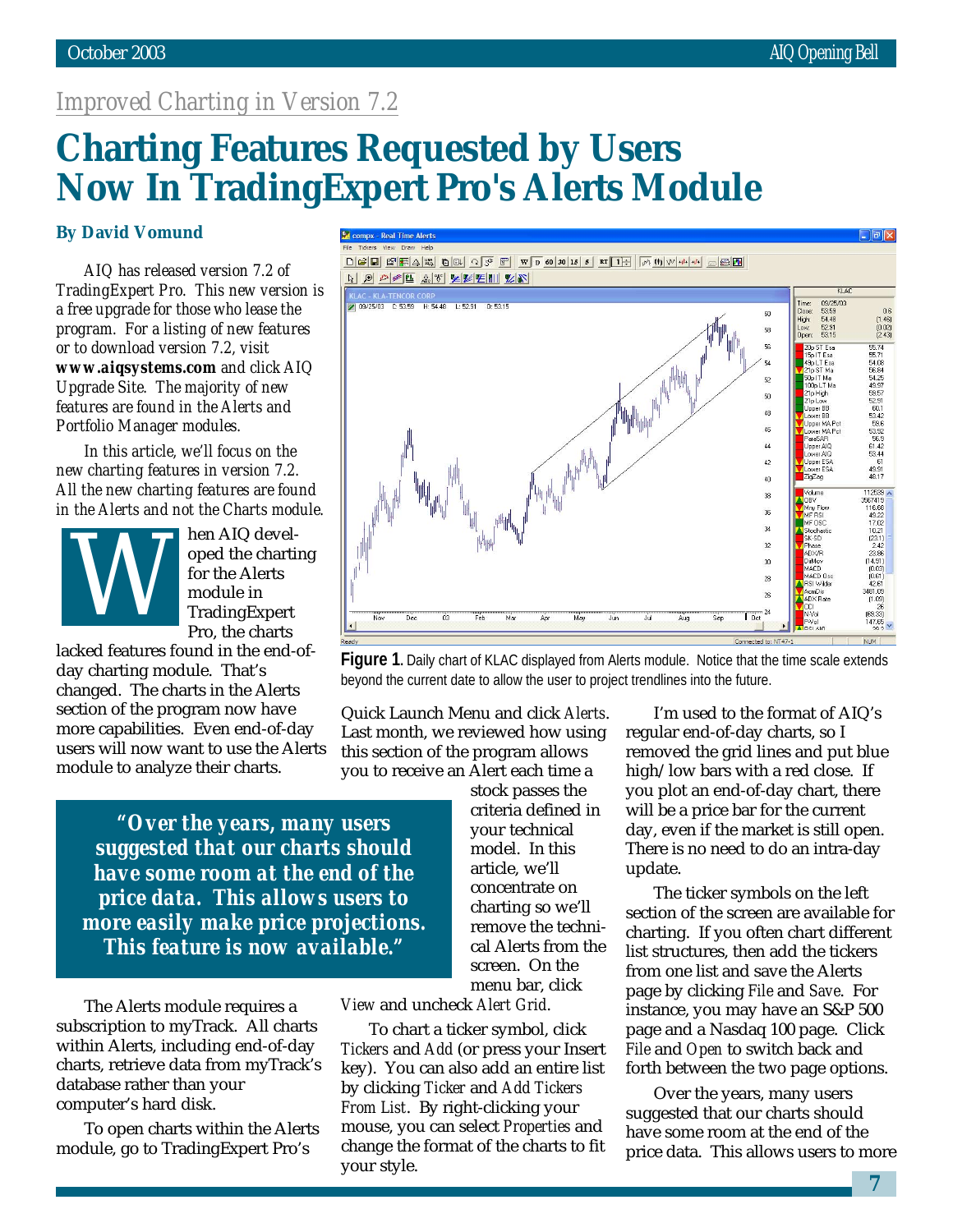Improved Charting in Version 7.2

# Charting Features Requested by Users Now In TradingExpert Pro's Alerts Module

**By David Vomund**

*AIQ has released version 7.2 of TradingExpert Pro. This new version is a free upgrade for those who lease the program. For a listing of new features or to download version 7.2, visit* ***www.aiqsystems.com*** *and click AIQ Upgrade Site. The majority of new features are found in the Alerts and Portfolio Manager modules.*

*In this article, we'll focus on the new charting features in version 7.2. All the new charting features are found in the Alerts and not the Charts module.*

When AIQ developed the charting for the Alerts module in TradingExpert Pro, the charts lacked features found in the end-of-day charting module. That's changed. The charts in the Alerts section of the program now have more capabilities. Even end-of-day users will now want to use the Alerts module to analyze their charts.

> ***"Over the years, many users suggested that our charts should have some room at the end of the price data. This allows users to more easily make price projections. This feature is now available."***

The Alerts module requires a subscription to myTrack. All charts within Alerts, including end-of-day charts, retrieve data from myTrack's database rather than your computer's hard disk.

To open charts within the Alerts module, go to TradingExpert Pro's Quick Launch Menu and click *Alerts*. Last month, we reviewed how using this section of the program allows you to receive an Alert each time a stock passes the criteria defined in your technical model. In this article, we'll concentrate on charting so we'll remove the technical Alerts from the screen. On the menu bar, click *View* and uncheck *Alert Grid*.

**Figure 1.** Daily chart of KLAC displayed from Alerts module. Notice that the time scale extends beyond the current date to allow the user to project trendlines into the future.

To chart a ticker symbol, click *Tickers* and *Add* (or press your Insert key). You can also add an entire list by clicking *Ticker* and *Add Tickers From List*. By right-clicking your mouse, you can select *Properties* and change the format of the charts to fit your style.

I'm used to the format of AIQ's regular end-of-day charts, so I removed the grid lines and put blue high/low bars with a red close. If you plot an end-of-day chart, there will be a price bar for the current day, even if the market is still open. There is no need to do an intra-day update.

The ticker symbols on the left section of the screen are available for charting. If you often chart different list structures, then add the tickers from one list and save the Alerts page by clicking *File* and *Save*. For instance, you may have an S&P 500 page and a Nasdaq 100 page. Click *File* and *Open* to switch back and forth between the two page options.

Over the years, many users suggested that our charts should have some room at the end of the price data. This allows users to more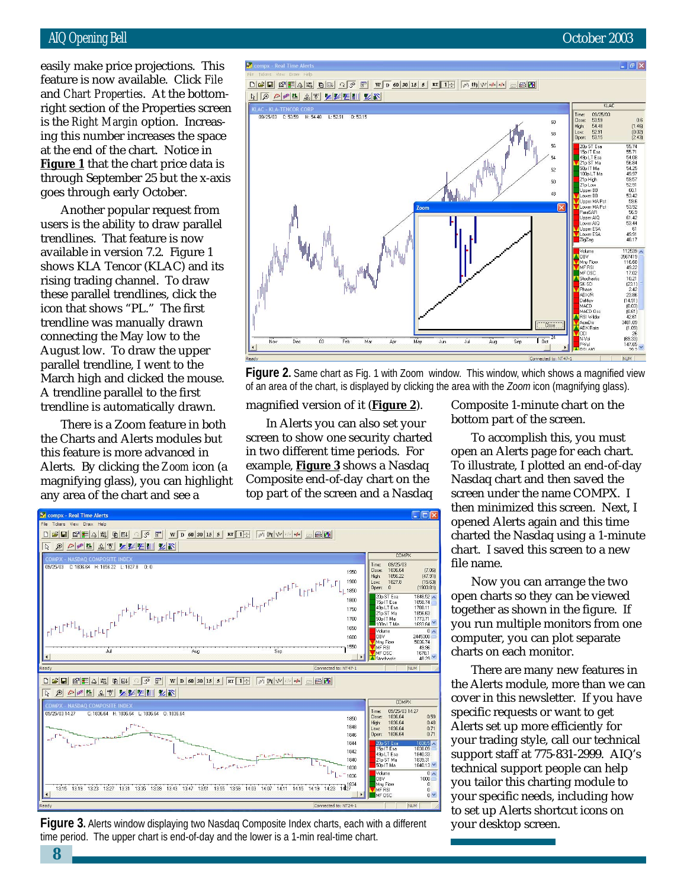easily make price projections. This feature is now available. Click File and Chart Properties. At the bottom-right section of the Properties screen is the Right Margin option. Increasing this number increases the space at the end of the chart. Notice in **Figure 1** that the chart price data is through September 25 but the x-axis goes through early October.

Another popular request from users is the ability to draw parallel trendlines. That feature is now available in version 7.2. Figure 1 shows KLA Tencor (KLAC) and its rising trading channel. To draw these parallel trendlines, click the icon that shows "PL." The first trendline was manually drawn connecting the May low to the August low. To draw the upper parallel trendline, I went to the March high and clicked the mouse. A trendline parallel to the first trendline is automatically drawn.

There is a Zoom feature in both the Charts and Alerts modules but this feature is more advanced in Alerts. By clicking the Zoom icon (a magnifying glass), you can highlight any area of the chart and see a magnified version of it (**Figure 2**).

**Figure 2.** Same chart as Fig. 1 with Zoom window. This window, which shows a magnified view of an area of the chart, is displayed by clicking the area with the *Zoom* icon (magnifying glass).

In Alerts you can also set your screen to show one security charted in two different time periods. For example, **Figure 3** shows a Nasdaq Composite end-of-day chart on the top part of the screen and a Nasdaq Composite 1-minute chart on the bottom part of the screen.

To accomplish this, you must open an Alerts page for each chart. To illustrate, I plotted an end-of-day Nasdaq chart and then saved the screen under the name COMPX. I then minimized this screen. Next, I opened Alerts again and this time charted the Nasdaq using a 1-minute chart. I saved this screen to a new file name.

Now you can arrange the two open charts so they can be viewed together as shown in the figure. If you run multiple monitors from one computer, you can plot separate charts on each monitor.

There are many new features in the Alerts module, more than we can cover in this newsletter. If you have specific requests or want to get Alerts set up more efficiently for your trading style, call our technical support staff at 775-831-2999. AIQ's technical support people can help you tailor this charting module to your specific needs, including how to set up Alerts shortcut icons on your desktop screen.

**Figure 3.** Alerts window displaying two Nasdaq Composite Index charts, each with a different time period. The upper chart is end-of-day and the lower is a 1-min real-time chart.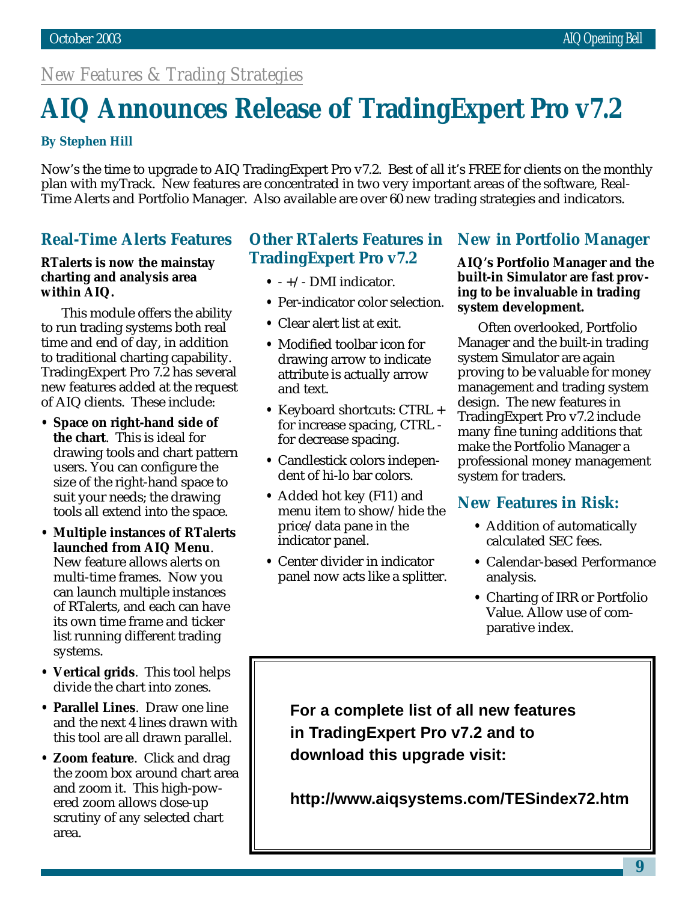*New Features & Trading Strategies*

# AIQ Announces Release of TradingExpert Pro v7.2

**By Stephen Hill**

Now's the time to upgrade to AIQ TradingExpert Pro v7.2. Best of all it's FREE for clients on the monthly plan with myTrack. New features are concentrated in two very important areas of the software, Real-Time Alerts and Portfolio Manager. Also available are over 60 new trading strategies and indicators.

## Real-Time Alerts Features

**RTalerts is now the mainstay charting and analysis area within AIQ.**

This module offers the ability to run trading systems both real time and end of day, in addition to traditional charting capability. TradingExpert Pro 7.2 has several new features added at the request of AIQ clients. These include:

- **Space on right-hand side of the chart**. This is ideal for drawing tools and chart pattern users. You can configure the size of the right-hand space to suit your needs; the drawing tools all extend into the space.
- **Multiple instances of RTalerts launched from AIQ Menu**. New feature allows alerts on multi-time frames. Now you can launch multiple instances of RTalerts, and each can have its own time frame and ticker list running different trading systems.
- **Vertical grids**. This tool helps divide the chart into zones.
- **Parallel Lines**. Draw one line and the next 4 lines drawn with this tool are all drawn parallel.
- **Zoom feature**. Click and drag the zoom box around chart area and zoom it. This high-powered zoom allows close-up scrutiny of any selected chart area.

## Other RTalerts Features in TradingExpert Pro v7.2

- - +/- DMI indicator.
- Per-indicator color selection.
- Clear alert list at exit.
- Modified toolbar icon for drawing arrow to indicate attribute is actually arrow and text.
- Keyboard shortcuts: CTRL + for increase spacing, CTRL - for decrease spacing.
- Candlestick colors independent of hi-lo bar colors.
- Added hot key (F11) and menu item to show/hide the price/data pane in the indicator panel.
- Center divider in indicator panel now acts like a splitter.

## New in Portfolio Manager

**AIQ's Portfolio Manager and the built-in Simulator are fast proving to be invaluable in trading system development.**

Often overlooked, Portfolio Manager and the built-in trading system Simulator are again proving to be valuable for money management and trading system design. The new features in TradingExpert Pro v7.2 include many fine tuning additions that make the Portfolio Manager a professional money management system for traders.

## New Features in Risk:

- Addition of automatically calculated SEC fees.
- Calendar-based Performance analysis.
- Charting of IRR or Portfolio Value. Allow use of comparative index.

**For a complete list of all new features in TradingExpert Pro v7.2 and to download this upgrade visit:**

**http://www.aiqsystems.com/TESindex72.htm**